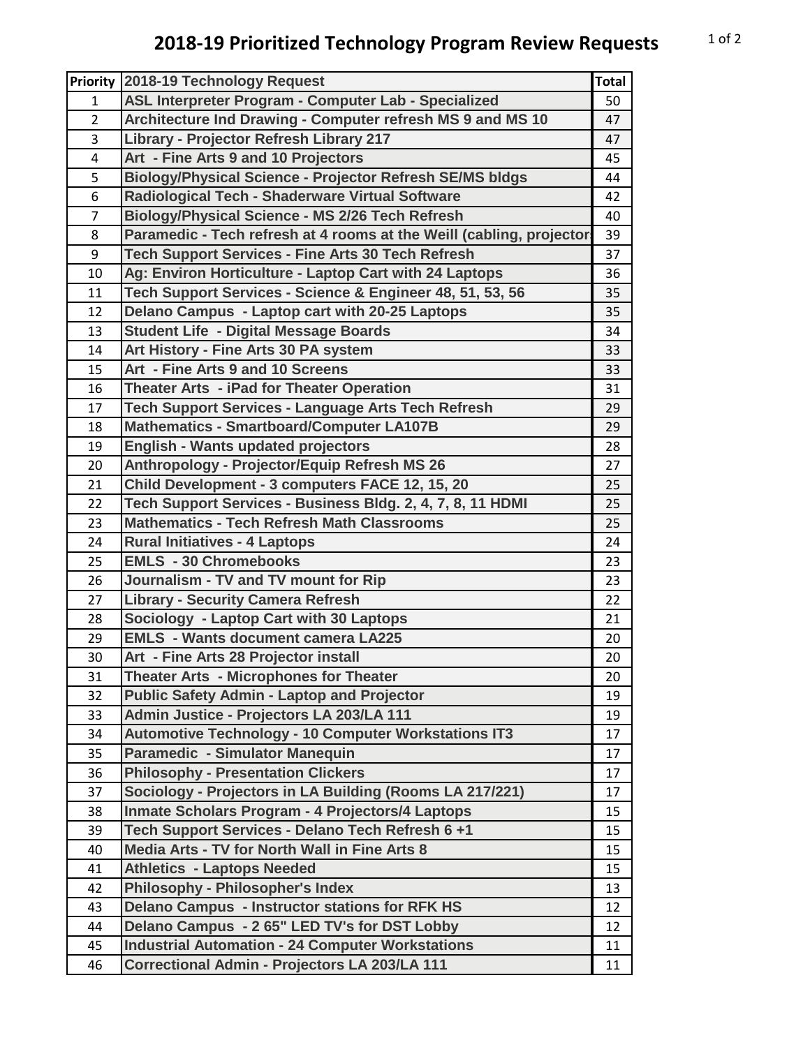# 2018-19 Prioritized Technology Program Review Requests

| Priority | 2018-19 Technology Request | Total |
|---|---|---|
| 1 | ASL Interpreter Program - Computer Lab - Specialized | 50 |
| 2 | Architecture Ind Drawing - Computer refresh MS 9 and MS 10 | 47 |
| 3 | Library - Projector Refresh Library 217 | 47 |
| 4 | Art - Fine Arts 9 and 10 Projectors | 45 |
| 5 | Biology/Physical Science - Projector Refresh SE/MS bldgs | 44 |
| 6 | Radiological Tech - Shaderware Virtual Software | 42 |
| 7 | Biology/Physical Science - MS 2/26 Tech Refresh | 40 |
| 8 | Paramedic - Tech refresh at 4 rooms at the Weill (cabling, projector | 39 |
| 9 | Tech Support Services - Fine Arts 30 Tech Refresh | 37 |
| 10 | Ag: Environ Horticulture - Laptop Cart with 24 Laptops | 36 |
| 11 | Tech Support Services - Science & Engineer 48, 51, 53, 56 | 35 |
| 12 | Delano Campus - Laptop cart with 20-25 Laptops | 35 |
| 13 | Student Life - Digital Message Boards | 34 |
| 14 | Art History - Fine Arts 30 PA system | 33 |
| 15 | Art - Fine Arts 9 and 10 Screens | 33 |
| 16 | Theater Arts - iPad for Theater Operation | 31 |
| 17 | Tech Support Services - Language Arts Tech Refresh | 29 |
| 18 | Mathematics - Smartboard/Computer LA107B | 29 |
| 19 | English - Wants updated projectors | 28 |
| 20 | Anthropology - Projector/Equip Refresh MS 26 | 27 |
| 21 | Child Development - 3 computers FACE 12, 15, 20 | 25 |
| 22 | Tech Support Services - Business Bldg. 2, 4, 7, 8, 11 HDMI | 25 |
| 23 | Mathematics - Tech Refresh Math Classrooms | 25 |
| 24 | Rural Initiatives - 4 Laptops | 24 |
| 25 | EMLS - 30 Chromebooks | 23 |
| 26 | Journalism - TV and TV mount for Rip | 23 |
| 27 | Library - Security Camera Refresh | 22 |
| 28 | Sociology - Laptop Cart with 30 Laptops | 21 |
| 29 | EMLS - Wants document camera LA225 | 20 |
| 30 | Art - Fine Arts 28 Projector install | 20 |
| 31 | Theater Arts - Microphones for Theater | 20 |
| 32 | Public Safety Admin - Laptop and Projector | 19 |
| 33 | Admin Justice - Projectors LA 203/LA 111 | 19 |
| 34 | Automotive Technology - 10 Computer Workstations IT3 | 17 |
| 35 | Paramedic - Simulator Manequin | 17 |
| 36 | Philosophy - Presentation Clickers | 17 |
| 37 | Sociology - Projectors in LA Building (Rooms LA 217/221) | 17 |
| 38 | Inmate Scholars Program - 4 Projectors/4 Laptops | 15 |
| 39 | Tech Support Services - Delano Tech Refresh 6 +1 | 15 |
| 40 | Media Arts - TV for North Wall in Fine Arts 8 | 15 |
| 41 | Athletics - Laptops Needed | 15 |
| 42 | Philosophy - Philosopher's Index | 13 |
| 43 | Delano Campus - Instructor stations for RFK HS | 12 |
| 44 | Delano Campus - 2 65" LED TV's for DST Lobby | 12 |
| 45 | Industrial Automation - 24 Computer Workstations | 11 |
| 46 | Correctional Admin - Projectors LA 203/LA 111 | 11 |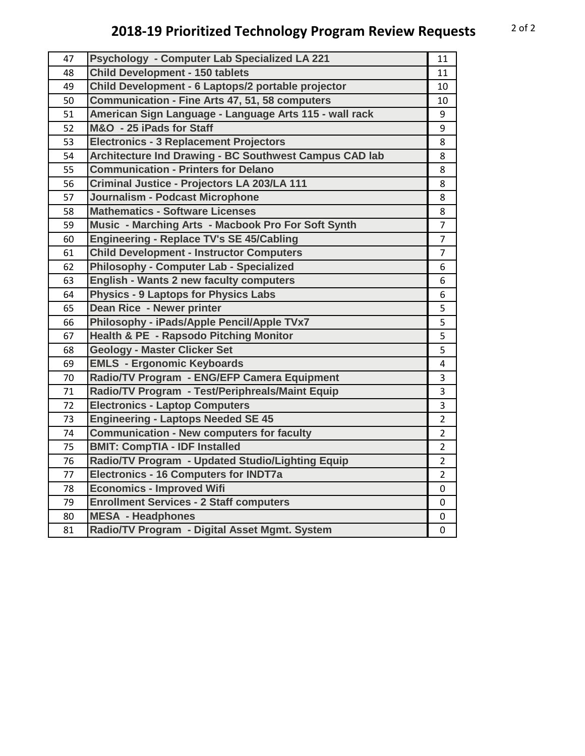# 2018-19 Prioritized Technology Program Review Requests

| | | |
|---|---|---|
| 47 | **Psychology - Computer Lab Specialized LA 221** | 11 |
| 48 | **Child Development - 150 tablets** | 11 |
| 49 | **Child Development - 6 Laptops/2 portable projector** | 10 |
| 50 | **Communication - Fine Arts 47, 51, 58 computers** | 10 |
| 51 | **American Sign Language - Language Arts 115 - wall rack** | 9 |
| 52 | **M&O - 25 iPads for Staff** | 9 |
| 53 | **Electronics - 3 Replacement Projectors** | 8 |
| 54 | **Architecture Ind Drawing - BC Southwest Campus CAD lab** | 8 |
| 55 | **Communication - Printers for Delano** | 8 |
| 56 | **Criminal Justice - Projectors LA 203/LA 111** | 8 |
| 57 | **Journalism - Podcast Microphone** | 8 |
| 58 | **Mathematics - Software Licenses** | 8 |
| 59 | **Music - Marching Arts - Macbook Pro For Soft Synth** | 7 |
| 60 | **Engineering - Replace TV's SE 45/Cabling** | 7 |
| 61 | **Child Development - Instructor Computers** | 7 |
| 62 | **Philosophy - Computer Lab - Specialized** | 6 |
| 63 | **English - Wants 2 new faculty computers** | 6 |
| 64 | **Physics - 9 Laptops for Physics Labs** | 6 |
| 65 | **Dean Rice - Newer printer** | 5 |
| 66 | **Philosophy - iPads/Apple Pencil/Apple TVx7** | 5 |
| 67 | **Health & PE - Rapsodo Pitching Monitor** | 5 |
| 68 | **Geology - Master Clicker Set** | 5 |
| 69 | **EMLS - Ergonomic Keyboards** | 4 |
| 70 | **Radio/TV Program - ENG/EFP Camera Equipment** | 3 |
| 71 | **Radio/TV Program - Test/Periphreals/Maint Equip** | 3 |
| 72 | **Electronics - Laptop Computers** | 3 |
| 73 | **Engineering - Laptops Needed SE 45** | 2 |
| 74 | **Communication - New computers for faculty** | 2 |
| 75 | **BMIT: CompTIA - IDF Installed** | 2 |
| 76 | **Radio/TV Program - Updated Studio/Lighting Equip** | 2 |
| 77 | **Electronics - 16 Computers for INDT7a** | 2 |
| 78 | **Economics - Improved Wifi** | 0 |
| 79 | **Enrollment Services - 2 Staff computers** | 0 |
| 80 | **MESA - Headphones** | 0 |
| 81 | **Radio/TV Program - Digital Asset Mgmt. System** | 0 |